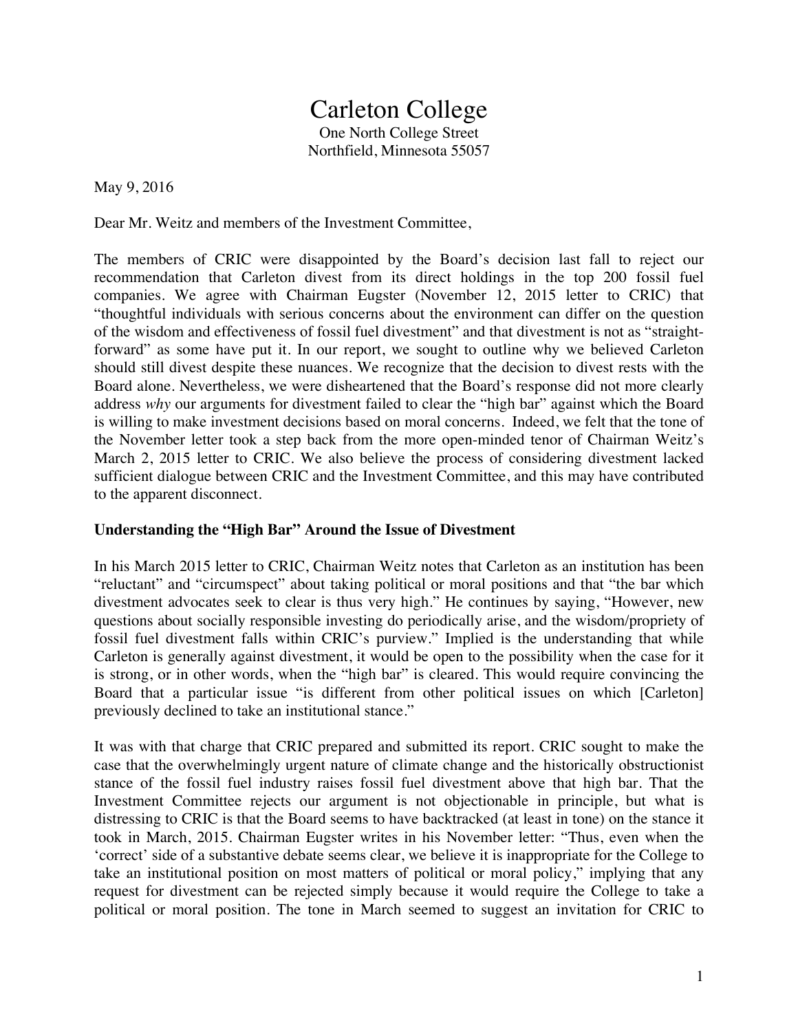# Carleton College

One North College Street
Northfield, Minnesota 55057

May 9, 2016

Dear Mr. Weitz and members of the Investment Committee,

The members of CRIC were disappointed by the Board's decision last fall to reject our recommendation that Carleton divest from its direct holdings in the top 200 fossil fuel companies. We agree with Chairman Eugster (November 12, 2015 letter to CRIC) that "thoughtful individuals with serious concerns about the environment can differ on the question of the wisdom and effectiveness of fossil fuel divestment" and that divestment is not as "straight-forward" as some have put it. In our report, we sought to outline why we believed Carleton should still divest despite these nuances. We recognize that the decision to divest rests with the Board alone. Nevertheless, we were disheartened that the Board's response did not more clearly address *why* our arguments for divestment failed to clear the "high bar" against which the Board is willing to make investment decisions based on moral concerns. Indeed, we felt that the tone of the November letter took a step back from the more open-minded tenor of Chairman Weitz's March 2, 2015 letter to CRIC. We also believe the process of considering divestment lacked sufficient dialogue between CRIC and the Investment Committee, and this may have contributed to the apparent disconnect.

**Understanding the "High Bar" Around the Issue of Divestment**

In his March 2015 letter to CRIC, Chairman Weitz notes that Carleton as an institution has been "reluctant" and "circumspect" about taking political or moral positions and that "the bar which divestment advocates seek to clear is thus very high." He continues by saying, "However, new questions about socially responsible investing do periodically arise, and the wisdom/propriety of fossil fuel divestment falls within CRIC's purview." Implied is the understanding that while Carleton is generally against divestment, it would be open to the possibility when the case for it is strong, or in other words, when the "high bar" is cleared. This would require convincing the Board that a particular issue "is different from other political issues on which [Carleton] previously declined to take an institutional stance."

It was with that charge that CRIC prepared and submitted its report. CRIC sought to make the case that the overwhelmingly urgent nature of climate change and the historically obstructionist stance of the fossil fuel industry raises fossil fuel divestment above that high bar. That the Investment Committee rejects our argument is not objectionable in principle, but what is distressing to CRIC is that the Board seems to have backtracked (at least in tone) on the stance it took in March, 2015. Chairman Eugster writes in his November letter: "Thus, even when the 'correct' side of a substantive debate seems clear, we believe it is inappropriate for the College to take an institutional position on most matters of political or moral policy," implying that any request for divestment can be rejected simply because it would require the College to take a political or moral position. The tone in March seemed to suggest an invitation for CRIC to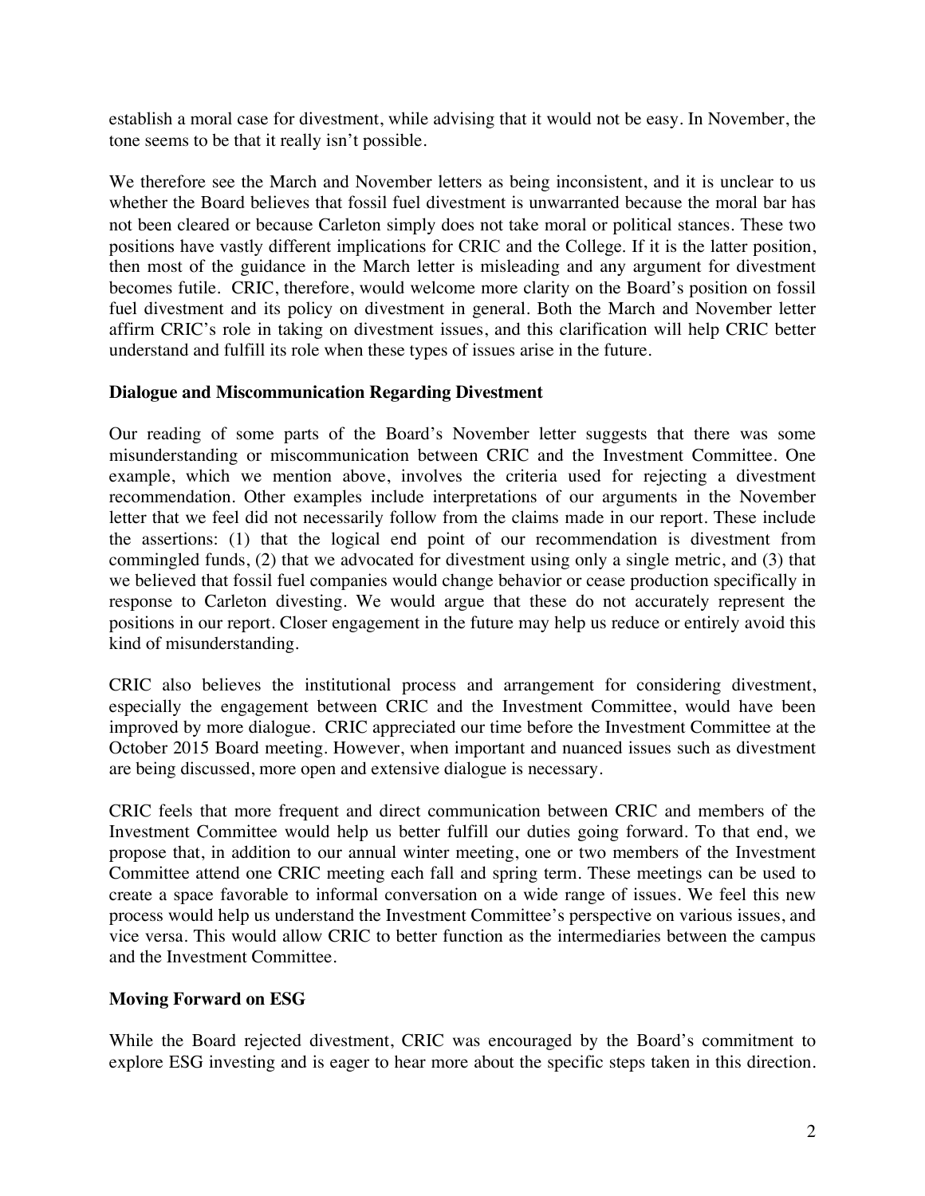establish a moral case for divestment, while advising that it would not be easy. In November, the tone seems to be that it really isn't possible.

We therefore see the March and November letters as being inconsistent, and it is unclear to us whether the Board believes that fossil fuel divestment is unwarranted because the moral bar has not been cleared or because Carleton simply does not take moral or political stances. These two positions have vastly different implications for CRIC and the College. If it is the latter position, then most of the guidance in the March letter is misleading and any argument for divestment becomes futile. CRIC, therefore, would welcome more clarity on the Board's position on fossil fuel divestment and its policy on divestment in general. Both the March and November letter affirm CRIC's role in taking on divestment issues, and this clarification will help CRIC better understand and fulfill its role when these types of issues arise in the future.

**Dialogue and Miscommunication Regarding Divestment**

Our reading of some parts of the Board's November letter suggests that there was some misunderstanding or miscommunication between CRIC and the Investment Committee. One example, which we mention above, involves the criteria used for rejecting a divestment recommendation. Other examples include interpretations of our arguments in the November letter that we feel did not necessarily follow from the claims made in our report. These include the assertions: (1) that the logical end point of our recommendation is divestment from commingled funds, (2) that we advocated for divestment using only a single metric, and (3) that we believed that fossil fuel companies would change behavior or cease production specifically in response to Carleton divesting. We would argue that these do not accurately represent the positions in our report. Closer engagement in the future may help us reduce or entirely avoid this kind of misunderstanding.

CRIC also believes the institutional process and arrangement for considering divestment, especially the engagement between CRIC and the Investment Committee, would have been improved by more dialogue. CRIC appreciated our time before the Investment Committee at the October 2015 Board meeting. However, when important and nuanced issues such as divestment are being discussed, more open and extensive dialogue is necessary.

CRIC feels that more frequent and direct communication between CRIC and members of the Investment Committee would help us better fulfill our duties going forward. To that end, we propose that, in addition to our annual winter meeting, one or two members of the Investment Committee attend one CRIC meeting each fall and spring term. These meetings can be used to create a space favorable to informal conversation on a wide range of issues. We feel this new process would help us understand the Investment Committee's perspective on various issues, and vice versa. This would allow CRIC to better function as the intermediaries between the campus and the Investment Committee.

**Moving Forward on ESG**

While the Board rejected divestment, CRIC was encouraged by the Board's commitment to explore ESG investing and is eager to hear more about the specific steps taken in this direction.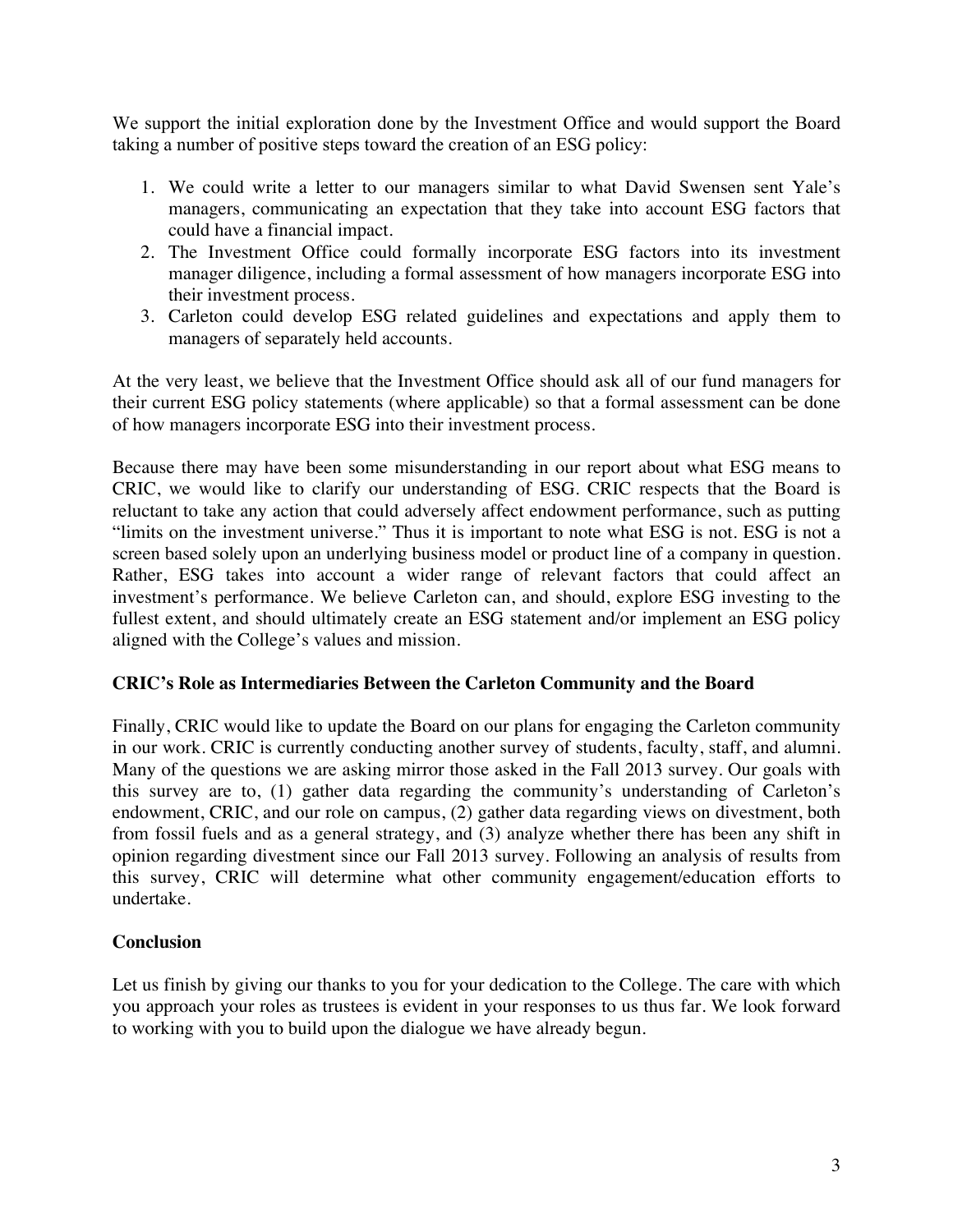We support the initial exploration done by the Investment Office and would support the Board taking a number of positive steps toward the creation of an ESG policy:

1. We could write a letter to our managers similar to what David Swensen sent Yale's managers, communicating an expectation that they take into account ESG factors that could have a financial impact.
2. The Investment Office could formally incorporate ESG factors into its investment manager diligence, including a formal assessment of how managers incorporate ESG into their investment process.
3. Carleton could develop ESG related guidelines and expectations and apply them to managers of separately held accounts.

At the very least, we believe that the Investment Office should ask all of our fund managers for their current ESG policy statements (where applicable) so that a formal assessment can be done of how managers incorporate ESG into their investment process.

Because there may have been some misunderstanding in our report about what ESG means to CRIC, we would like to clarify our understanding of ESG. CRIC respects that the Board is reluctant to take any action that could adversely affect endowment performance, such as putting "limits on the investment universe." Thus it is important to note what ESG is not. ESG is not a screen based solely upon an underlying business model or product line of a company in question. Rather, ESG takes into account a wider range of relevant factors that could affect an investment's performance. We believe Carleton can, and should, explore ESG investing to the fullest extent, and should ultimately create an ESG statement and/or implement an ESG policy aligned with the College's values and mission.

**CRIC's Role as Intermediaries Between the Carleton Community and the Board**

Finally, CRIC would like to update the Board on our plans for engaging the Carleton community in our work. CRIC is currently conducting another survey of students, faculty, staff, and alumni. Many of the questions we are asking mirror those asked in the Fall 2013 survey. Our goals with this survey are to, (1) gather data regarding the community's understanding of Carleton's endowment, CRIC, and our role on campus, (2) gather data regarding views on divestment, both from fossil fuels and as a general strategy, and (3) analyze whether there has been any shift in opinion regarding divestment since our Fall 2013 survey. Following an analysis of results from this survey, CRIC will determine what other community engagement/education efforts to undertake.

**Conclusion**

Let us finish by giving our thanks to you for your dedication to the College. The care with which you approach your roles as trustees is evident in your responses to us thus far. We look forward to working with you to build upon the dialogue we have already begun.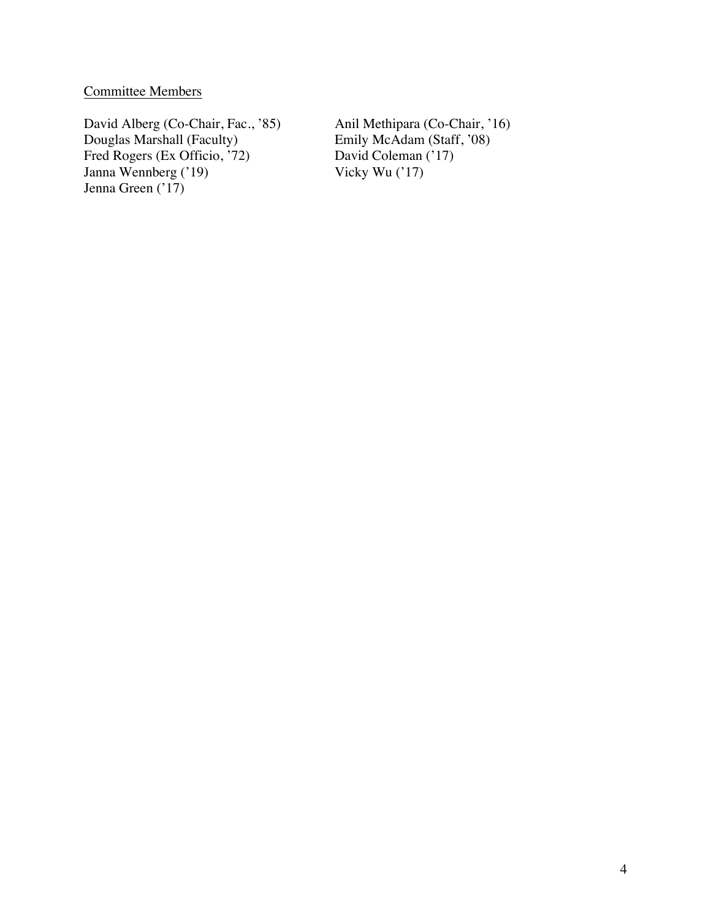Committee Members

David Alberg (Co-Chair, Fac., '85)
Douglas Marshall (Faculty)
Fred Rogers (Ex Officio, '72)
Janna Wennberg ('19)
Jenna Green ('17)
Anil Methipara (Co-Chair, '16)
Emily McAdam (Staff, '08)
David Coleman ('17)
Vicky Wu ('17)